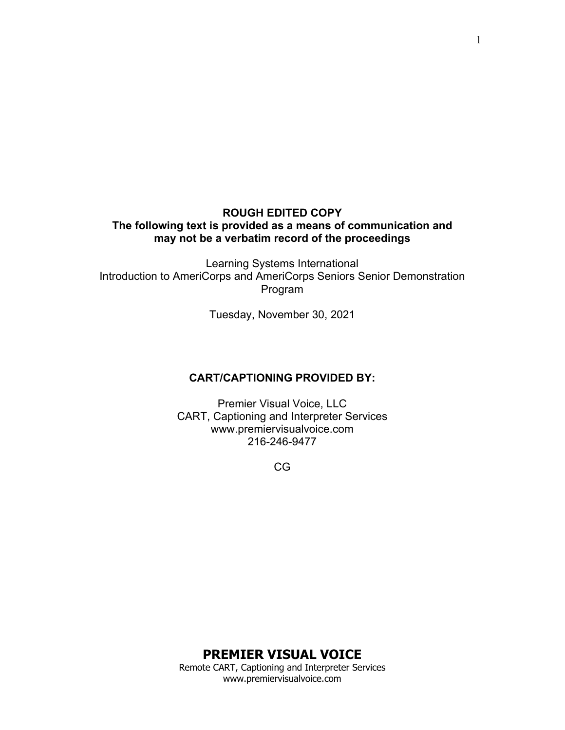**ROUGH EDITED COPY**
**The following text is provided as a means of communication and may not be a verbatim record of the proceedings**

Learning Systems International
Introduction to AmeriCorps and AmeriCorps Seniors Senior Demonstration Program

Tuesday, November 30, 2021

**CART/CAPTIONING PROVIDED BY:**

Premier Visual Voice, LLC
CART, Captioning and Interpreter Services
www.premiervisualvoice.com
216-246-9477

CG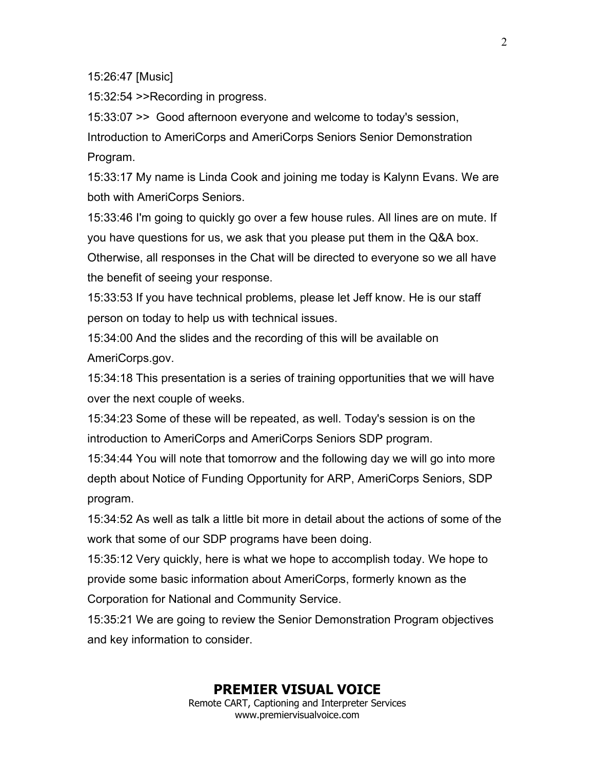15:26:47 [Music]

15:32:54 >>Recording in progress.

15:33:07 >>  Good afternoon everyone and welcome to today's session, Introduction to AmeriCorps and AmeriCorps Seniors Senior Demonstration Program.

15:33:17 My name is Linda Cook and joining me today is Kalynn Evans. We are both with AmeriCorps Seniors.

15:33:46 I'm going to quickly go over a few house rules. All lines are on mute. If you have questions for us, we ask that you please put them in the Q&A box. Otherwise, all responses in the Chat will be directed to everyone so we all have the benefit of seeing your response.

15:33:53 If you have technical problems, please let Jeff know. He is our staff person on today to help us with technical issues.

15:34:00 And the slides and the recording of this will be available on AmeriCorps.gov.

15:34:18 This presentation is a series of training opportunities that we will have over the next couple of weeks.

15:34:23 Some of these will be repeated, as well. Today's session is on the introduction to AmeriCorps and AmeriCorps Seniors SDP program.

15:34:44 You will note that tomorrow and the following day we will go into more depth about Notice of Funding Opportunity for ARP, AmeriCorps Seniors, SDP program.

15:34:52 As well as talk a little bit more in detail about the actions of some of the work that some of our SDP programs have been doing.

15:35:12 Very quickly, here is what we hope to accomplish today. We hope to provide some basic information about AmeriCorps, formerly known as the Corporation for National and Community Service.

15:35:21 We are going to review the Senior Demonstration Program objectives and key information to consider.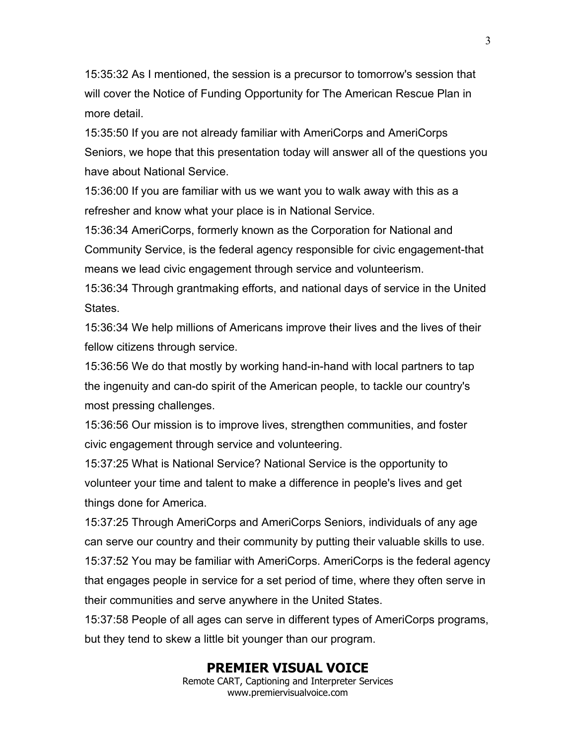15:35:32 As I mentioned, the session is a precursor to tomorrow's session that will cover the Notice of Funding Opportunity for The American Rescue Plan in more detail.

15:35:50 If you are not already familiar with AmeriCorps and AmeriCorps Seniors, we hope that this presentation today will answer all of the questions you have about National Service.

15:36:00 If you are familiar with us we want you to walk away with this as a refresher and know what your place is in National Service.

15:36:34 AmeriCorps, formerly known as the Corporation for National and Community Service, is the federal agency responsible for civic engagement-that means we lead civic engagement through service and volunteerism.

15:36:34 Through grantmaking efforts, and national days of service in the United States.

15:36:34 We help millions of Americans improve their lives and the lives of their fellow citizens through service.

15:36:56 We do that mostly by working hand-in-hand with local partners to tap the ingenuity and can-do spirit of the American people, to tackle our country's most pressing challenges.

15:36:56 Our mission is to improve lives, strengthen communities, and foster civic engagement through service and volunteering.

15:37:25 What is National Service? National Service is the opportunity to volunteer your time and talent to make a difference in people's lives and get things done for America.

15:37:25 Through AmeriCorps and AmeriCorps Seniors, individuals of any age can serve our country and their community by putting their valuable skills to use.

15:37:52 You may be familiar with AmeriCorps. AmeriCorps is the federal agency that engages people in service for a set period of time, where they often serve in their communities and serve anywhere in the United States.

15:37:58 People of all ages can serve in different types of AmeriCorps programs, but they tend to skew a little bit younger than our program.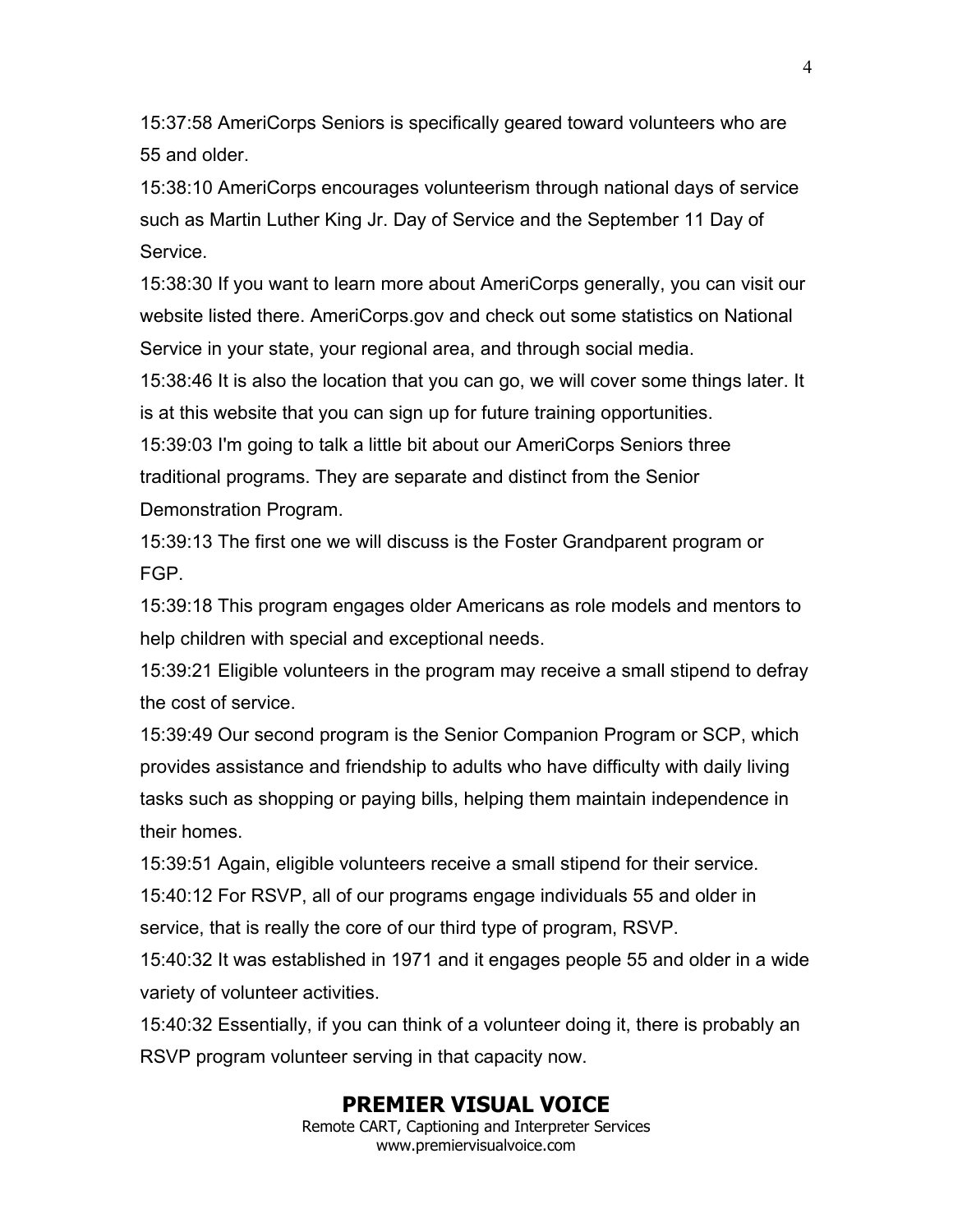15:37:58 AmeriCorps Seniors is specifically geared toward volunteers who are 55 and older.

15:38:10 AmeriCorps encourages volunteerism through national days of service such as Martin Luther King Jr. Day of Service and the September 11 Day of Service.

15:38:30 If you want to learn more about AmeriCorps generally, you can visit our website listed there. AmeriCorps.gov and check out some statistics on National Service in your state, your regional area, and through social media.

15:38:46 It is also the location that you can go, we will cover some things later. It is at this website that you can sign up for future training opportunities.

15:39:03 I'm going to talk a little bit about our AmeriCorps Seniors three traditional programs. They are separate and distinct from the Senior Demonstration Program.

15:39:13 The first one we will discuss is the Foster Grandparent program or FGP.

15:39:18 This program engages older Americans as role models and mentors to help children with special and exceptional needs.

15:39:21 Eligible volunteers in the program may receive a small stipend to defray the cost of service.

15:39:49 Our second program is the Senior Companion Program or SCP, which provides assistance and friendship to adults who have difficulty with daily living tasks such as shopping or paying bills, helping them maintain independence in their homes.

15:39:51 Again, eligible volunteers receive a small stipend for their service.

15:40:12 For RSVP, all of our programs engage individuals 55 and older in service, that is really the core of our third type of program, RSVP.

15:40:32 It was established in 1971 and it engages people 55 and older in a wide variety of volunteer activities.

15:40:32 Essentially, if you can think of a volunteer doing it, there is probably an RSVP program volunteer serving in that capacity now.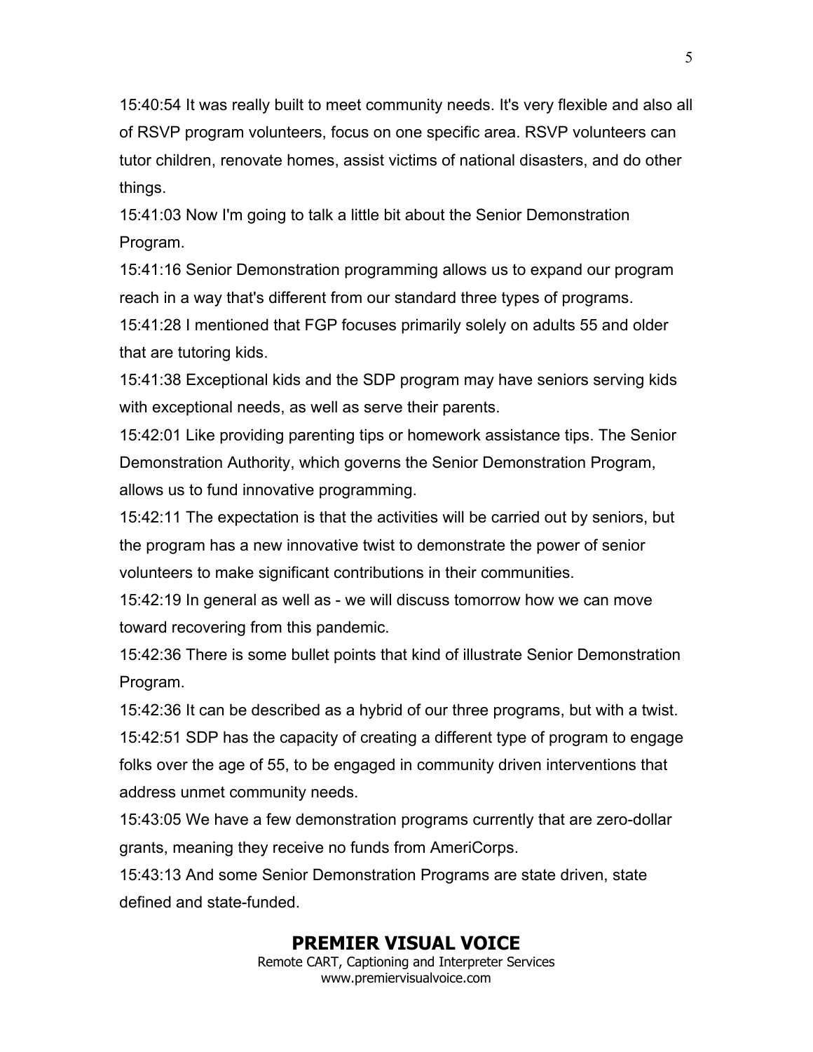15:40:54 It was really built to meet community needs. It's very flexible and also all of RSVP program volunteers, focus on one specific area. RSVP volunteers can tutor children, renovate homes, assist victims of national disasters, and do other things.

15:41:03 Now I'm going to talk a little bit about the Senior Demonstration Program.

15:41:16 Senior Demonstration programming allows us to expand our program reach in a way that's different from our standard three types of programs.

15:41:28 I mentioned that FGP focuses primarily solely on adults 55 and older that are tutoring kids.

15:41:38 Exceptional kids and the SDP program may have seniors serving kids with exceptional needs, as well as serve their parents.

15:42:01 Like providing parenting tips or homework assistance tips. The Senior Demonstration Authority, which governs the Senior Demonstration Program, allows us to fund innovative programming.

15:42:11 The expectation is that the activities will be carried out by seniors, but the program has a new innovative twist to demonstrate the power of senior volunteers to make significant contributions in their communities.

15:42:19 In general as well as - we will discuss tomorrow how we can move toward recovering from this pandemic.

15:42:36 There is some bullet points that kind of illustrate Senior Demonstration Program.

15:42:36 It can be described as a hybrid of our three programs, but with a twist.

15:42:51 SDP has the capacity of creating a different type of program to engage folks over the age of 55, to be engaged in community driven interventions that address unmet community needs.

15:43:05 We have a few demonstration programs currently that are zero-dollar grants, meaning they receive no funds from AmeriCorps.

15:43:13 And some Senior Demonstration Programs are state driven, state defined and state-funded.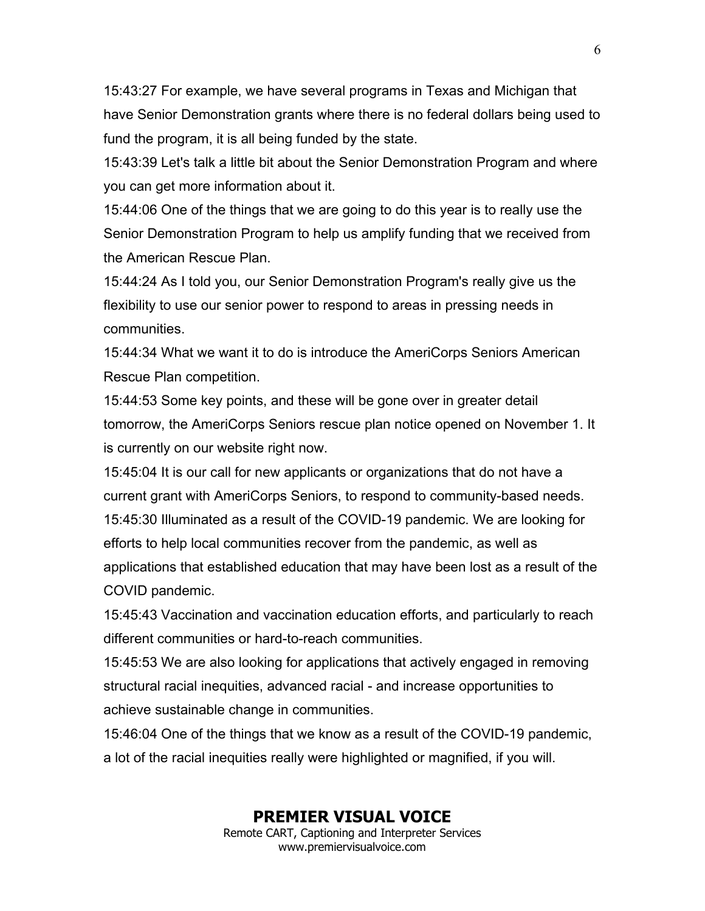15:43:27 For example, we have several programs in Texas and Michigan that have Senior Demonstration grants where there is no federal dollars being used to fund the program, it is all being funded by the state.

15:43:39 Let's talk a little bit about the Senior Demonstration Program and where you can get more information about it.

15:44:06 One of the things that we are going to do this year is to really use the Senior Demonstration Program to help us amplify funding that we received from the American Rescue Plan.

15:44:24 As I told you, our Senior Demonstration Program's really give us the flexibility to use our senior power to respond to areas in pressing needs in communities.

15:44:34 What we want it to do is introduce the AmeriCorps Seniors American Rescue Plan competition.

15:44:53 Some key points, and these will be gone over in greater detail tomorrow, the AmeriCorps Seniors rescue plan notice opened on November 1. It is currently on our website right now.

15:45:04 It is our call for new applicants or organizations that do not have a current grant with AmeriCorps Seniors, to respond to community-based needs.

15:45:30 Illuminated as a result of the COVID-19 pandemic. We are looking for efforts to help local communities recover from the pandemic, as well as applications that established education that may have been lost as a result of the COVID pandemic.

15:45:43 Vaccination and vaccination education efforts, and particularly to reach different communities or hard-to-reach communities.

15:45:53 We are also looking for applications that actively engaged in removing structural racial inequities, advanced racial - and increase opportunities to achieve sustainable change in communities.

15:46:04 One of the things that we know as a result of the COVID-19 pandemic, a lot of the racial inequities really were highlighted or magnified, if you will.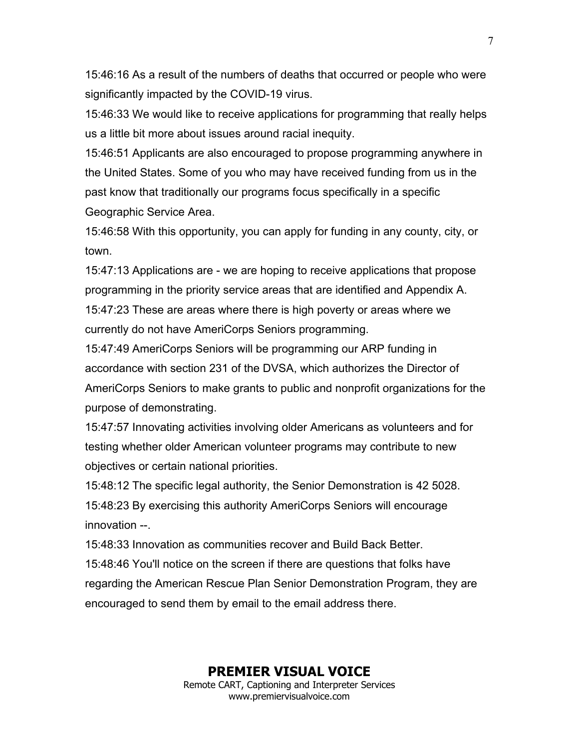15:46:16 As a result of the numbers of deaths that occurred or people who were significantly impacted by the COVID-19 virus.

15:46:33 We would like to receive applications for programming that really helps us a little bit more about issues around racial inequity.

15:46:51 Applicants are also encouraged to propose programming anywhere in the United States. Some of you who may have received funding from us in the past know that traditionally our programs focus specifically in a specific Geographic Service Area.

15:46:58 With this opportunity, you can apply for funding in any county, city, or town.

15:47:13 Applications are - we are hoping to receive applications that propose programming in the priority service areas that are identified and Appendix A.

15:47:23 These are areas where there is high poverty or areas where we currently do not have AmeriCorps Seniors programming.

15:47:49 AmeriCorps Seniors will be programming our ARP funding in accordance with section 231 of the DVSA, which authorizes the Director of AmeriCorps Seniors to make grants to public and nonprofit organizations for the purpose of demonstrating.

15:47:57 Innovating activities involving older Americans as volunteers and for testing whether older American volunteer programs may contribute to new objectives or certain national priorities.

15:48:12 The specific legal authority, the Senior Demonstration is 42 5028.

15:48:23 By exercising this authority AmeriCorps Seniors will encourage innovation --.

15:48:33 Innovation as communities recover and Build Back Better.

15:48:46 You'll notice on the screen if there are questions that folks have regarding the American Rescue Plan Senior Demonstration Program, they are encouraged to send them by email to the email address there.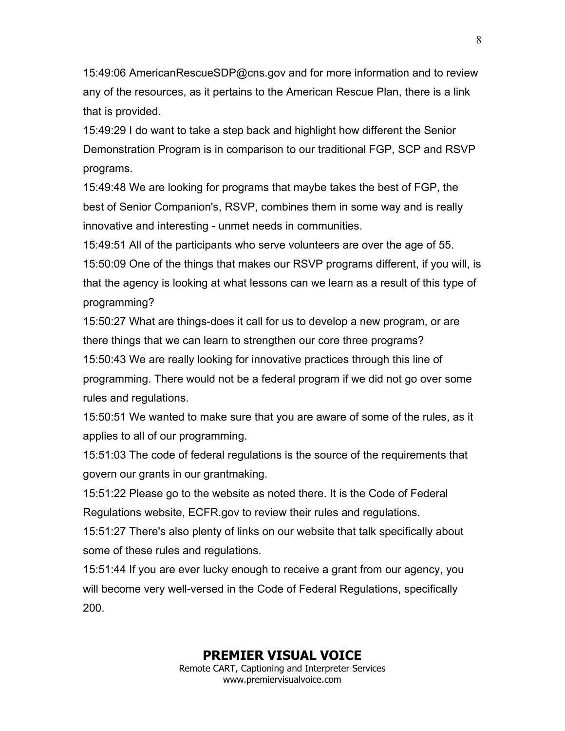15:49:06 AmericanRescueSDP@cns.gov and for more information and to review any of the resources, as it pertains to the American Rescue Plan, there is a link that is provided.

15:49:29 I do want to take a step back and highlight how different the Senior Demonstration Program is in comparison to our traditional FGP, SCP and RSVP programs.

15:49:48 We are looking for programs that maybe takes the best of FGP, the best of Senior Companion's, RSVP, combines them in some way and is really innovative and interesting - unmet needs in communities.

15:49:51 All of the participants who serve volunteers are over the age of 55.

15:50:09 One of the things that makes our RSVP programs different, if you will, is that the agency is looking at what lessons can we learn as a result of this type of programming?

15:50:27 What are things-does it call for us to develop a new program, or are there things that we can learn to strengthen our core three programs?

15:50:43 We are really looking for innovative practices through this line of programming. There would not be a federal program if we did not go over some rules and regulations.

15:50:51 We wanted to make sure that you are aware of some of the rules, as it applies to all of our programming.

15:51:03 The code of federal regulations is the source of the requirements that govern our grants in our grantmaking.

15:51:22 Please go to the website as noted there. It is the Code of Federal Regulations website, ECFR.gov to review their rules and regulations.

15:51:27 There's also plenty of links on our website that talk specifically about some of these rules and regulations.

15:51:44 If you are ever lucky enough to receive a grant from our agency, you will become very well-versed in the Code of Federal Regulations, specifically 200.

**PREMIER VISUAL VOICE**
Remote CART, Captioning and Interpreter Services
www.premiervisualvoice.com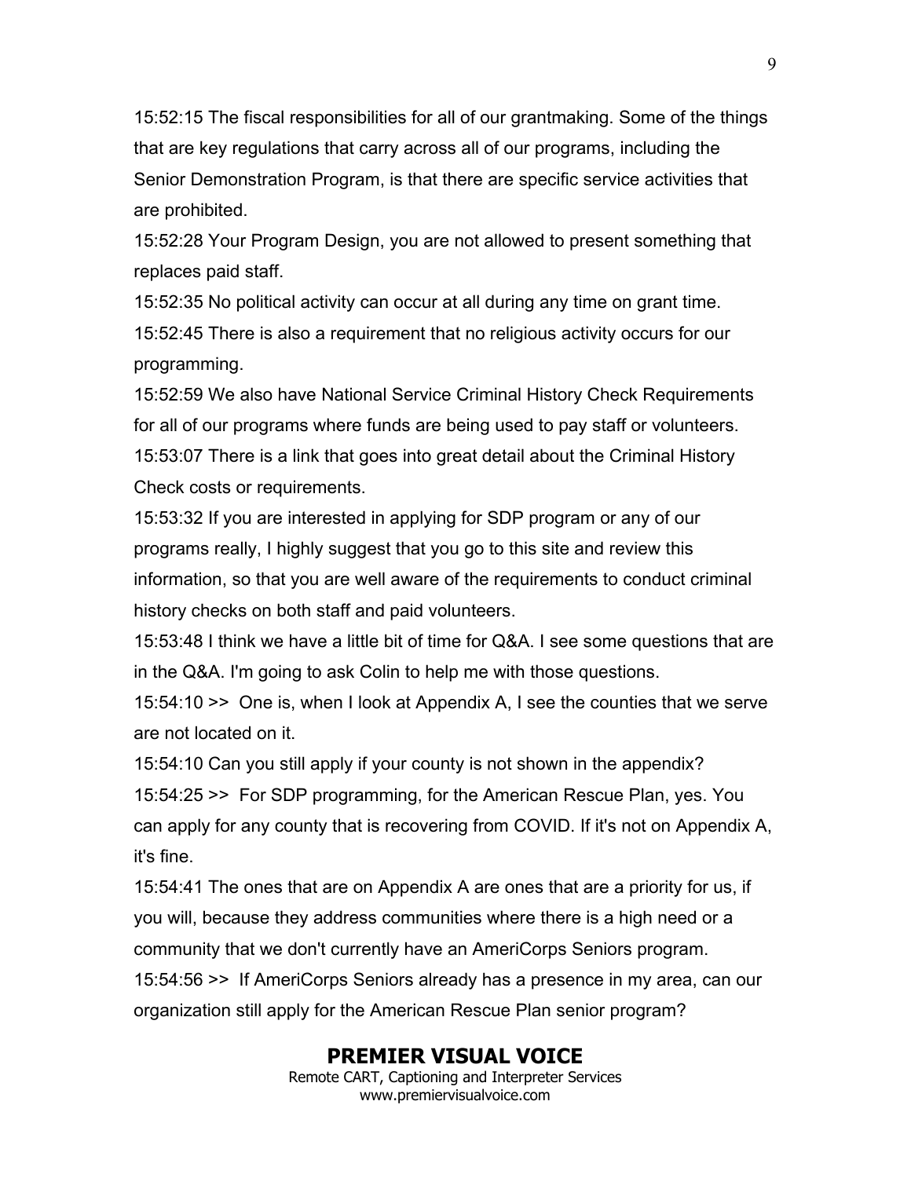15:52:15 The fiscal responsibilities for all of our grantmaking. Some of the things that are key regulations that carry across all of our programs, including the Senior Demonstration Program, is that there are specific service activities that are prohibited.

15:52:28 Your Program Design, you are not allowed to present something that replaces paid staff.

15:52:35 No political activity can occur at all during any time on grant time.

15:52:45 There is also a requirement that no religious activity occurs for our programming.

15:52:59 We also have National Service Criminal History Check Requirements for all of our programs where funds are being used to pay staff or volunteers.

15:53:07 There is a link that goes into great detail about the Criminal History Check costs or requirements.

15:53:32 If you are interested in applying for SDP program or any of our programs really, I highly suggest that you go to this site and review this information, so that you are well aware of the requirements to conduct criminal history checks on both staff and paid volunteers.

15:53:48 I think we have a little bit of time for Q&A. I see some questions that are in the Q&A. I'm going to ask Colin to help me with those questions.

15:54:10 >> One is, when I look at Appendix A, I see the counties that we serve are not located on it.

15:54:10 Can you still apply if your county is not shown in the appendix?

15:54:25 >> For SDP programming, for the American Rescue Plan, yes. You can apply for any county that is recovering from COVID. If it's not on Appendix A, it's fine.

15:54:41 The ones that are on Appendix A are ones that are a priority for us, if you will, because they address communities where there is a high need or a community that we don't currently have an AmeriCorps Seniors program.

15:54:56 >> If AmeriCorps Seniors already has a presence in my area, can our organization still apply for the American Rescue Plan senior program?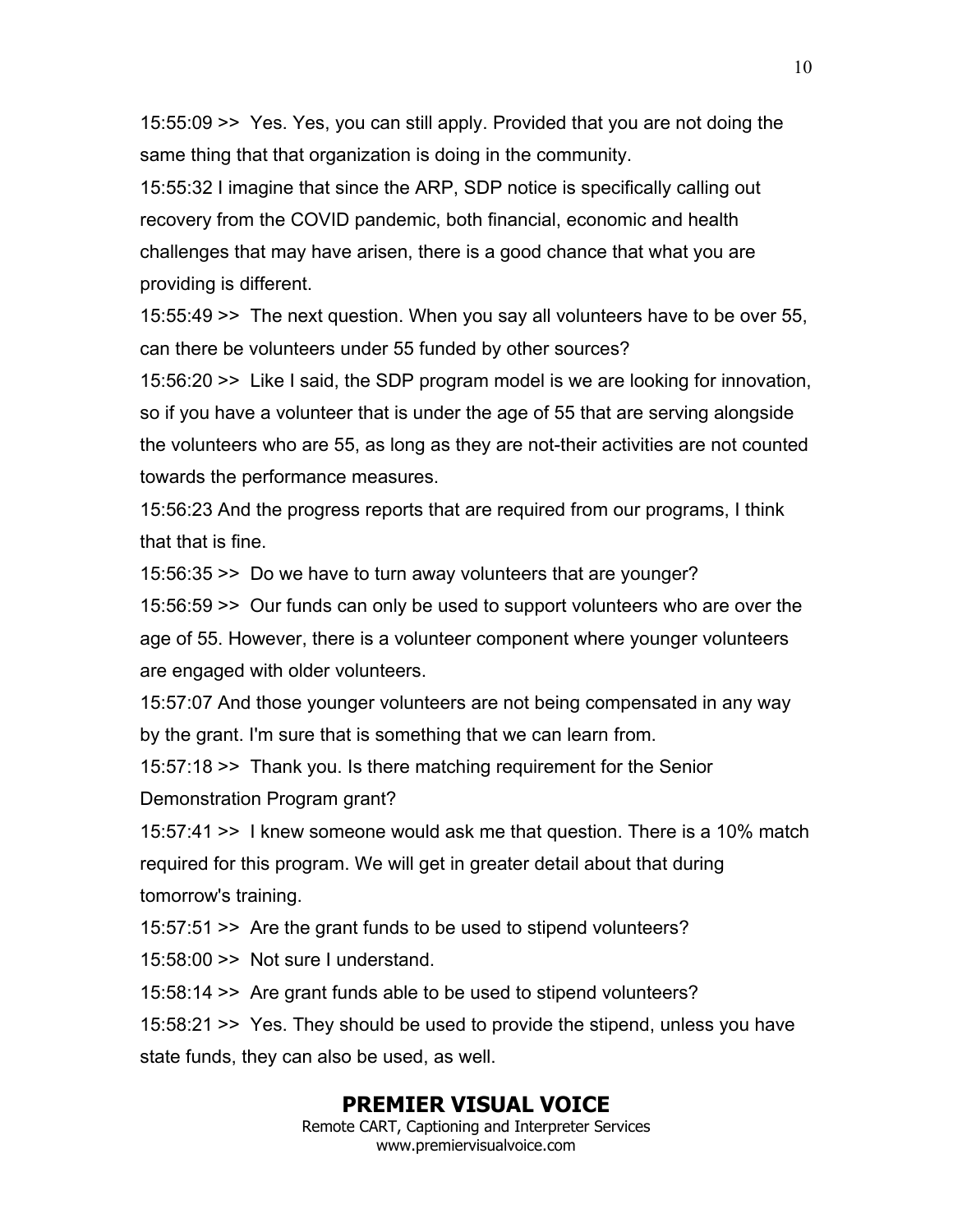15:55:09 >> Yes. Yes, you can still apply. Provided that you are not doing the same thing that that organization is doing in the community.

15:55:32 I imagine that since the ARP, SDP notice is specifically calling out recovery from the COVID pandemic, both financial, economic and health challenges that may have arisen, there is a good chance that what you are providing is different.

15:55:49 >> The next question. When you say all volunteers have to be over 55, can there be volunteers under 55 funded by other sources?

15:56:20 >> Like I said, the SDP program model is we are looking for innovation, so if you have a volunteer that is under the age of 55 that are serving alongside the volunteers who are 55, as long as they are not-their activities are not counted towards the performance measures.

15:56:23 And the progress reports that are required from our programs, I think that that is fine.

15:56:35 >> Do we have to turn away volunteers that are younger?

15:56:59 >> Our funds can only be used to support volunteers who are over the age of 55. However, there is a volunteer component where younger volunteers are engaged with older volunteers.

15:57:07 And those younger volunteers are not being compensated in any way by the grant. I'm sure that is something that we can learn from.

15:57:18 >> Thank you. Is there matching requirement for the Senior Demonstration Program grant?

15:57:41 >> I knew someone would ask me that question. There is a 10% match required for this program. We will get in greater detail about that during tomorrow's training.

15:57:51 >> Are the grant funds to be used to stipend volunteers?

15:58:00 >> Not sure I understand.

15:58:14 >> Are grant funds able to be used to stipend volunteers?

15:58:21 >> Yes. They should be used to provide the stipend, unless you have state funds, they can also be used, as well.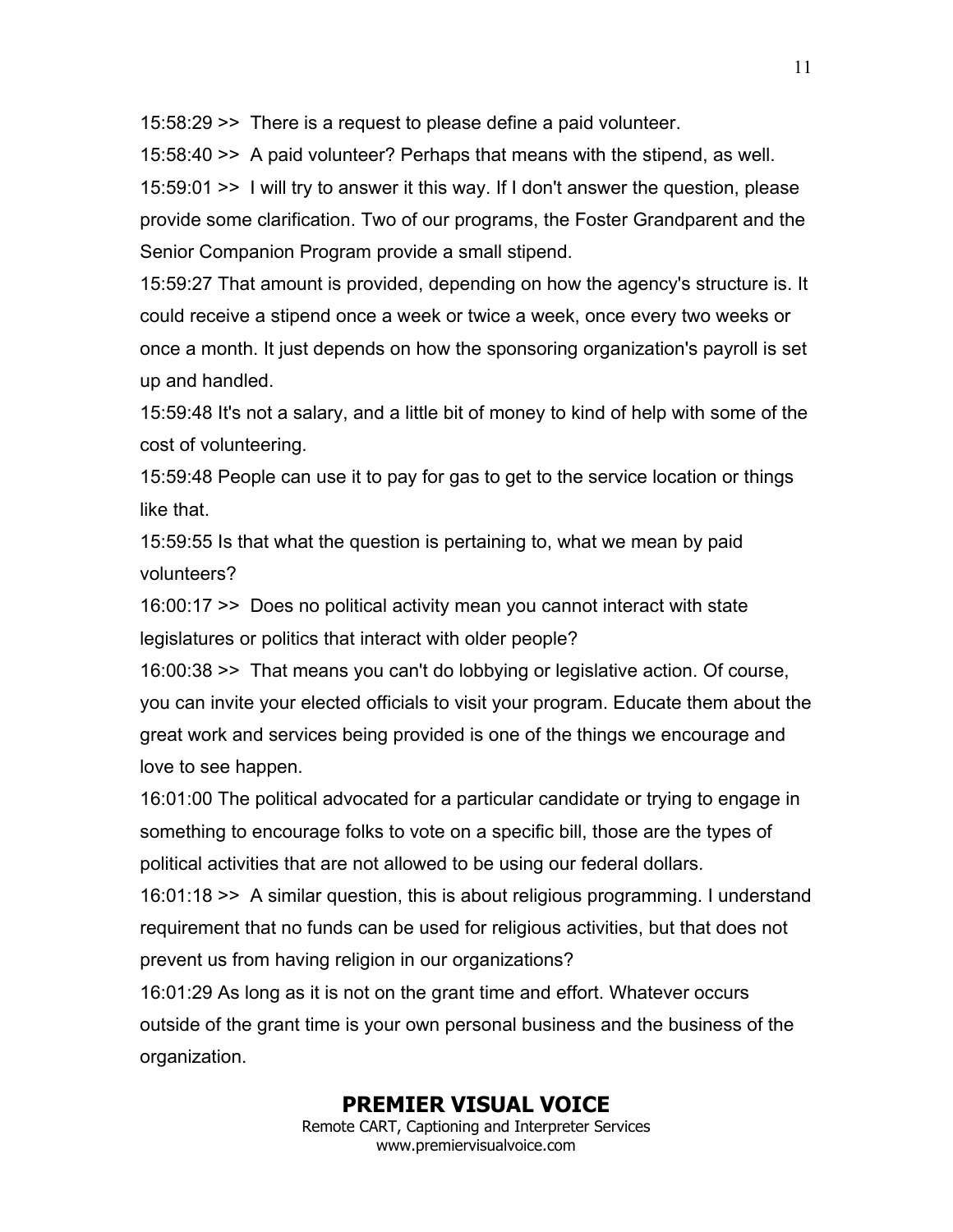15:58:29 >> There is a request to please define a paid volunteer.

15:58:40 >> A paid volunteer? Perhaps that means with the stipend, as well.

15:59:01 >> I will try to answer it this way. If I don't answer the question, please provide some clarification. Two of our programs, the Foster Grandparent and the Senior Companion Program provide a small stipend.

15:59:27 That amount is provided, depending on how the agency's structure is. It could receive a stipend once a week or twice a week, once every two weeks or once a month. It just depends on how the sponsoring organization's payroll is set up and handled.

15:59:48 It's not a salary, and a little bit of money to kind of help with some of the cost of volunteering.

15:59:48 People can use it to pay for gas to get to the service location or things like that.

15:59:55 Is that what the question is pertaining to, what we mean by paid volunteers?

16:00:17 >> Does no political activity mean you cannot interact with state legislatures or politics that interact with older people?

16:00:38 >> That means you can't do lobbying or legislative action. Of course, you can invite your elected officials to visit your program. Educate them about the great work and services being provided is one of the things we encourage and love to see happen.

16:01:00 The political advocated for a particular candidate or trying to engage in something to encourage folks to vote on a specific bill, those are the types of political activities that are not allowed to be using our federal dollars.

16:01:18 >> A similar question, this is about religious programming. I understand requirement that no funds can be used for religious activities, but that does not prevent us from having religion in our organizations?

16:01:29 As long as it is not on the grant time and effort. Whatever occurs outside of the grant time is your own personal business and the business of the organization.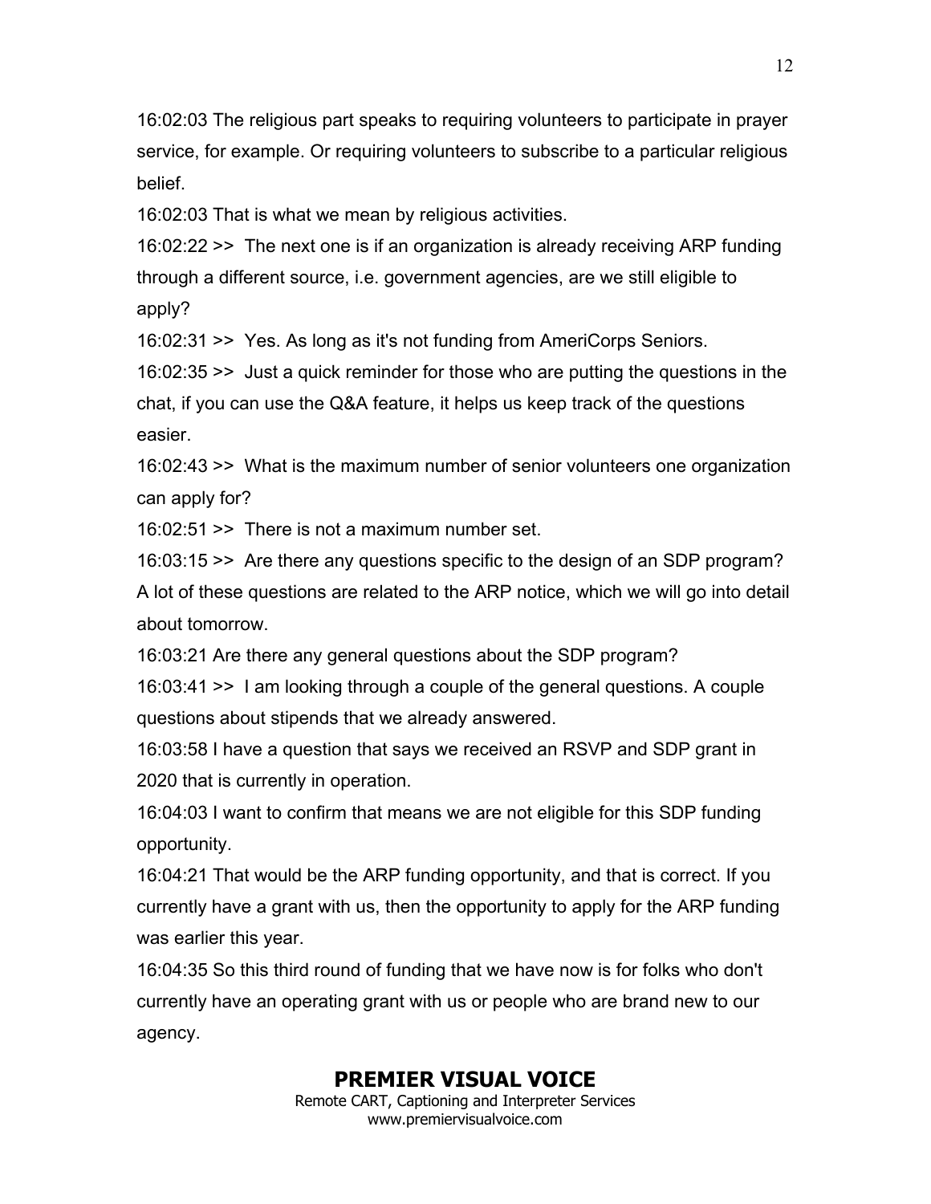16:02:03 The religious part speaks to requiring volunteers to participate in prayer service, for example. Or requiring volunteers to subscribe to a particular religious belief.

16:02:03 That is what we mean by religious activities.

16:02:22 >> The next one is if an organization is already receiving ARP funding through a different source, i.e. government agencies, are we still eligible to apply?

16:02:31 >> Yes. As long as it's not funding from AmeriCorps Seniors.

16:02:35 >> Just a quick reminder for those who are putting the questions in the chat, if you can use the Q&A feature, it helps us keep track of the questions easier.

16:02:43 >> What is the maximum number of senior volunteers one organization can apply for?

16:02:51 >> There is not a maximum number set.

16:03:15 >> Are there any questions specific to the design of an SDP program? A lot of these questions are related to the ARP notice, which we will go into detail about tomorrow.

16:03:21 Are there any general questions about the SDP program?

16:03:41 >> I am looking through a couple of the general questions. A couple questions about stipends that we already answered.

16:03:58 I have a question that says we received an RSVP and SDP grant in 2020 that is currently in operation.

16:04:03 I want to confirm that means we are not eligible for this SDP funding opportunity.

16:04:21 That would be the ARP funding opportunity, and that is correct. If you currently have a grant with us, then the opportunity to apply for the ARP funding was earlier this year.

16:04:35 So this third round of funding that we have now is for folks who don't currently have an operating grant with us or people who are brand new to our agency.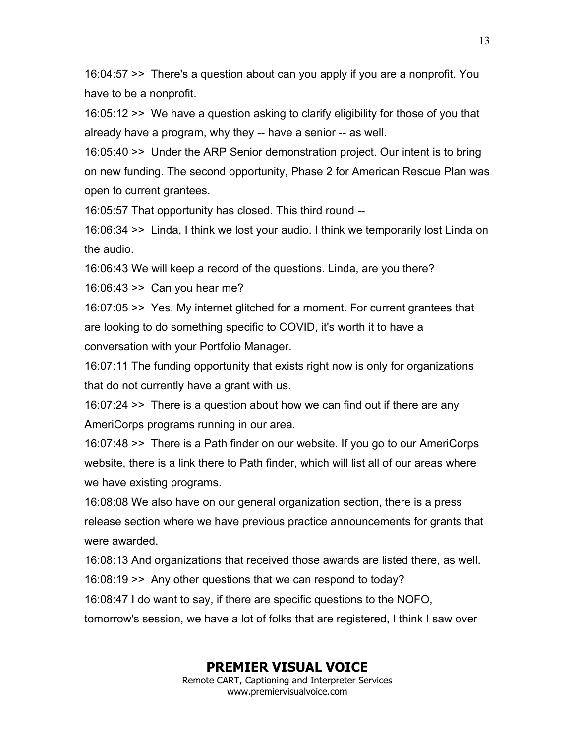16:04:57 >>  There's a question about can you apply if you are a nonprofit. You have to be a nonprofit.

16:05:12 >>  We have a question asking to clarify eligibility for those of you that already have a program, why they -- have a senior -- as well.

16:05:40 >>  Under the ARP Senior demonstration project. Our intent is to bring on new funding. The second opportunity, Phase 2 for American Rescue Plan was open to current grantees.

16:05:57 That opportunity has closed. This third round --

16:06:34 >>  Linda, I think we lost your audio. I think we temporarily lost Linda on the audio.

16:06:43 We will keep a record of the questions. Linda, are you there?

16:06:43 >>  Can you hear me?

16:07:05 >>  Yes. My internet glitched for a moment. For current grantees that are looking to do something specific to COVID, it's worth it to have a conversation with your Portfolio Manager.

16:07:11 The funding opportunity that exists right now is only for organizations that do not currently have a grant with us.

16:07:24 >>  There is a question about how we can find out if there are any AmeriCorps programs running in our area.

16:07:48 >>  There is a Path finder on our website. If you go to our AmeriCorps website, there is a link there to Path finder, which will list all of our areas where we have existing programs.

16:08:08 We also have on our general organization section, there is a press release section where we have previous practice announcements for grants that were awarded.

16:08:13 And organizations that received those awards are listed there, as well.

16:08:19 >>  Any other questions that we can respond to today?

16:08:47 I do want to say, if there are specific questions to the NOFO, tomorrow's session, we have a lot of folks that are registered, I think I saw over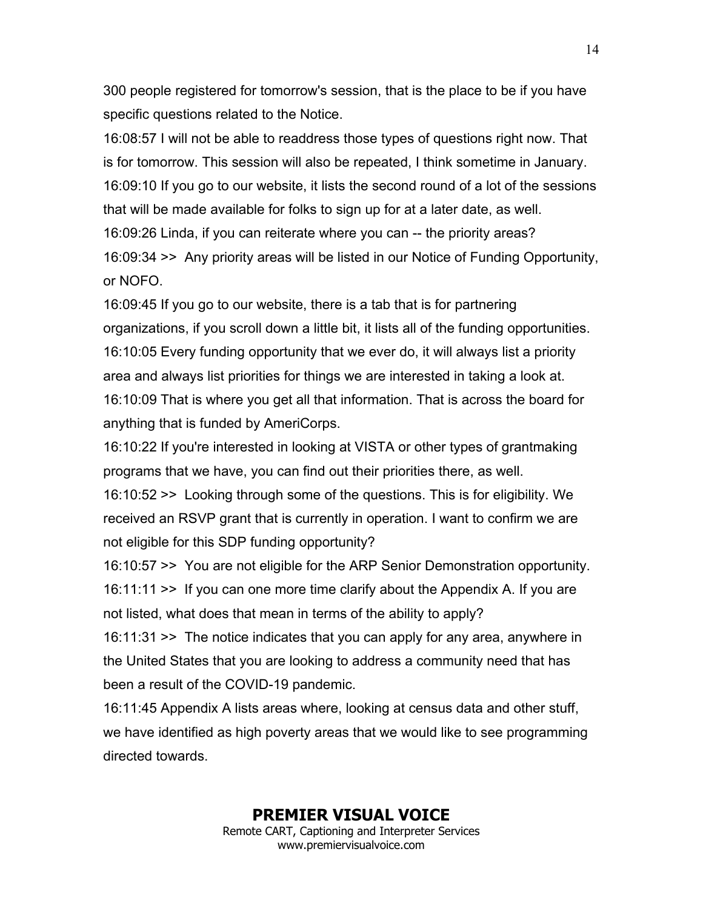300 people registered for tomorrow's session, that is the place to be if you have specific questions related to the Notice.

16:08:57 I will not be able to readdress those types of questions right now. That is for tomorrow. This session will also be repeated, I think sometime in January.

16:09:10 If you go to our website, it lists the second round of a lot of the sessions that will be made available for folks to sign up for at a later date, as well.

16:09:26 Linda, if you can reiterate where you can -- the priority areas?

16:09:34 >> Any priority areas will be listed in our Notice of Funding Opportunity, or NOFO.

16:09:45 If you go to our website, there is a tab that is for partnering organizations, if you scroll down a little bit, it lists all of the funding opportunities.

16:10:05 Every funding opportunity that we ever do, it will always list a priority area and always list priorities for things we are interested in taking a look at.

16:10:09 That is where you get all that information. That is across the board for anything that is funded by AmeriCorps.

16:10:22 If you're interested in looking at VISTA or other types of grantmaking programs that we have, you can find out their priorities there, as well.

16:10:52 >> Looking through some of the questions. This is for eligibility. We received an RSVP grant that is currently in operation. I want to confirm we are not eligible for this SDP funding opportunity?

16:10:57 >> You are not eligible for the ARP Senior Demonstration opportunity.

16:11:11 >> If you can one more time clarify about the Appendix A. If you are not listed, what does that mean in terms of the ability to apply?

16:11:31 >> The notice indicates that you can apply for any area, anywhere in the United States that you are looking to address a community need that has been a result of the COVID-19 pandemic.

16:11:45 Appendix A lists areas where, looking at census data and other stuff, we have identified as high poverty areas that we would like to see programming directed towards.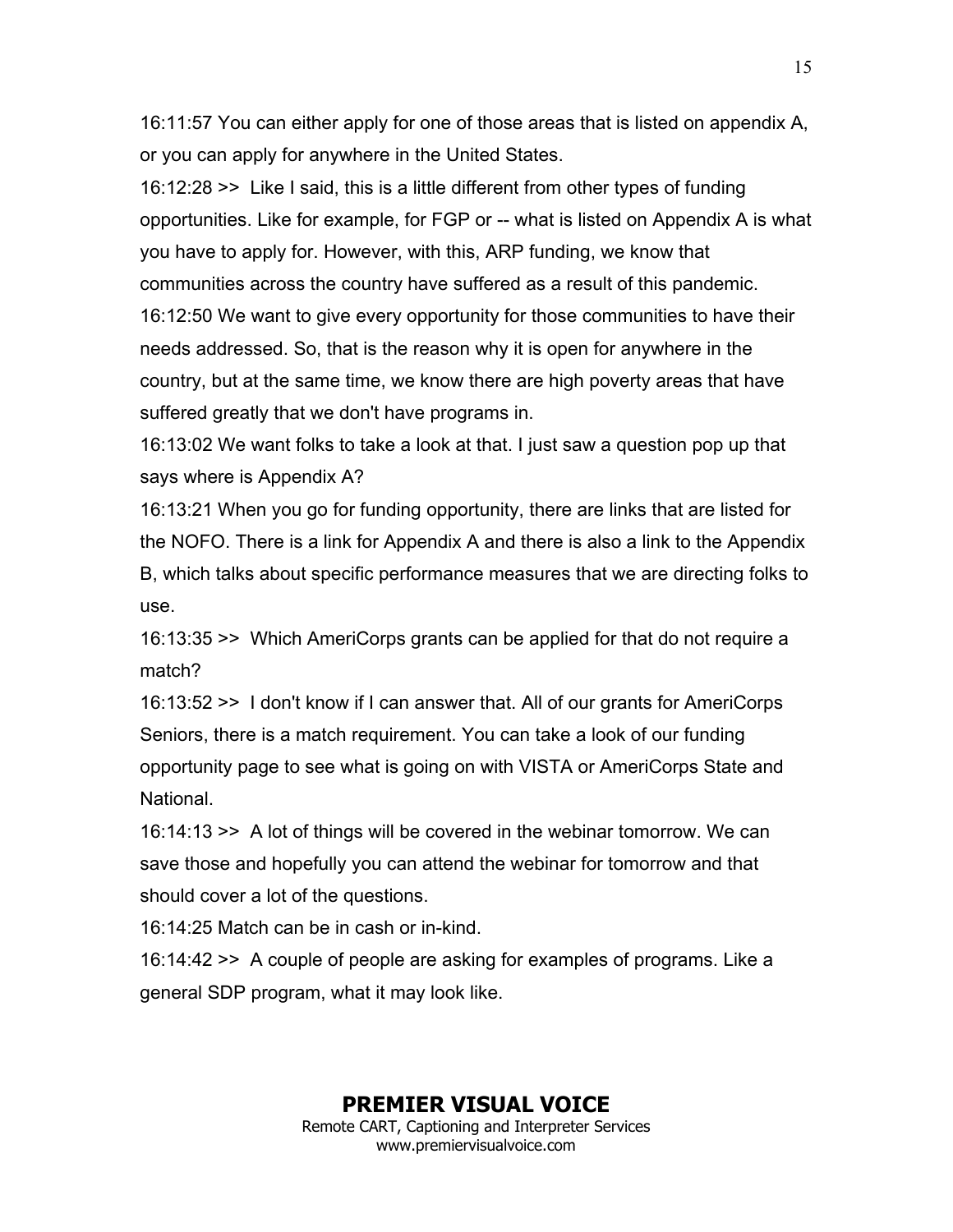16:11:57 You can either apply for one of those areas that is listed on appendix A, or you can apply for anywhere in the United States.

16:12:28 >> Like I said, this is a little different from other types of funding opportunities. Like for example, for FGP or -- what is listed on Appendix A is what you have to apply for. However, with this, ARP funding, we know that communities across the country have suffered as a result of this pandemic.

16:12:50 We want to give every opportunity for those communities to have their needs addressed. So, that is the reason why it is open for anywhere in the country, but at the same time, we know there are high poverty areas that have suffered greatly that we don't have programs in.

16:13:02 We want folks to take a look at that. I just saw a question pop up that says where is Appendix A?

16:13:21 When you go for funding opportunity, there are links that are listed for the NOFO. There is a link for Appendix A and there is also a link to the Appendix B, which talks about specific performance measures that we are directing folks to use.

16:13:35 >> Which AmeriCorps grants can be applied for that do not require a match?

16:13:52 >> I don't know if I can answer that. All of our grants for AmeriCorps Seniors, there is a match requirement. You can take a look of our funding opportunity page to see what is going on with VISTA or AmeriCorps State and National.

16:14:13 >> A lot of things will be covered in the webinar tomorrow. We can save those and hopefully you can attend the webinar for tomorrow and that should cover a lot of the questions.

16:14:25 Match can be in cash or in-kind.

16:14:42 >> A couple of people are asking for examples of programs. Like a general SDP program, what it may look like.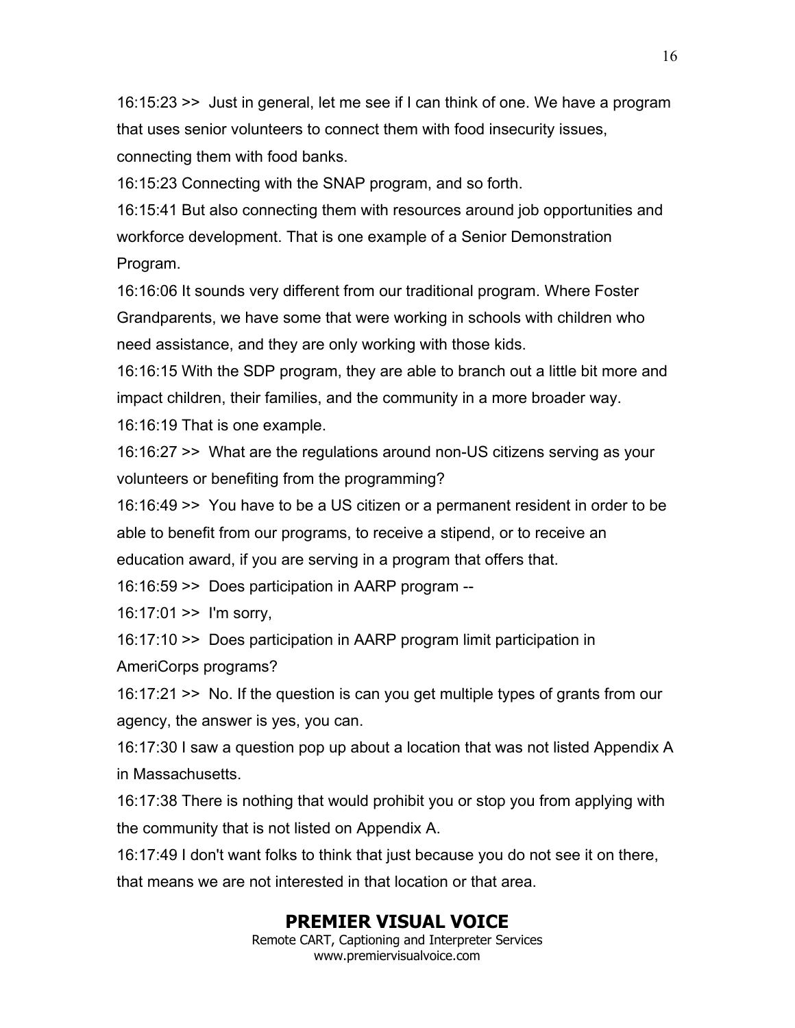16:15:23 >> Just in general, let me see if I can think of one. We have a program that uses senior volunteers to connect them with food insecurity issues, connecting them with food banks.

16:15:23 Connecting with the SNAP program, and so forth.

16:15:41 But also connecting them with resources around job opportunities and workforce development. That is one example of a Senior Demonstration Program.

16:16:06 It sounds very different from our traditional program. Where Foster Grandparents, we have some that were working in schools with children who need assistance, and they are only working with those kids.

16:16:15 With the SDP program, they are able to branch out a little bit more and impact children, their families, and the community in a more broader way.

16:16:19 That is one example.

16:16:27 >> What are the regulations around non-US citizens serving as your volunteers or benefiting from the programming?

16:16:49 >> You have to be a US citizen or a permanent resident in order to be able to benefit from our programs, to receive a stipend, or to receive an education award, if you are serving in a program that offers that.

16:16:59 >> Does participation in AARP program --

16:17:01 >> I'm sorry,

16:17:10 >> Does participation in AARP program limit participation in AmeriCorps programs?

16:17:21 >> No. If the question is can you get multiple types of grants from our agency, the answer is yes, you can.

16:17:30 I saw a question pop up about a location that was not listed Appendix A in Massachusetts.

16:17:38 There is nothing that would prohibit you or stop you from applying with the community that is not listed on Appendix A.

16:17:49 I don't want folks to think that just because you do not see it on there, that means we are not interested in that location or that area.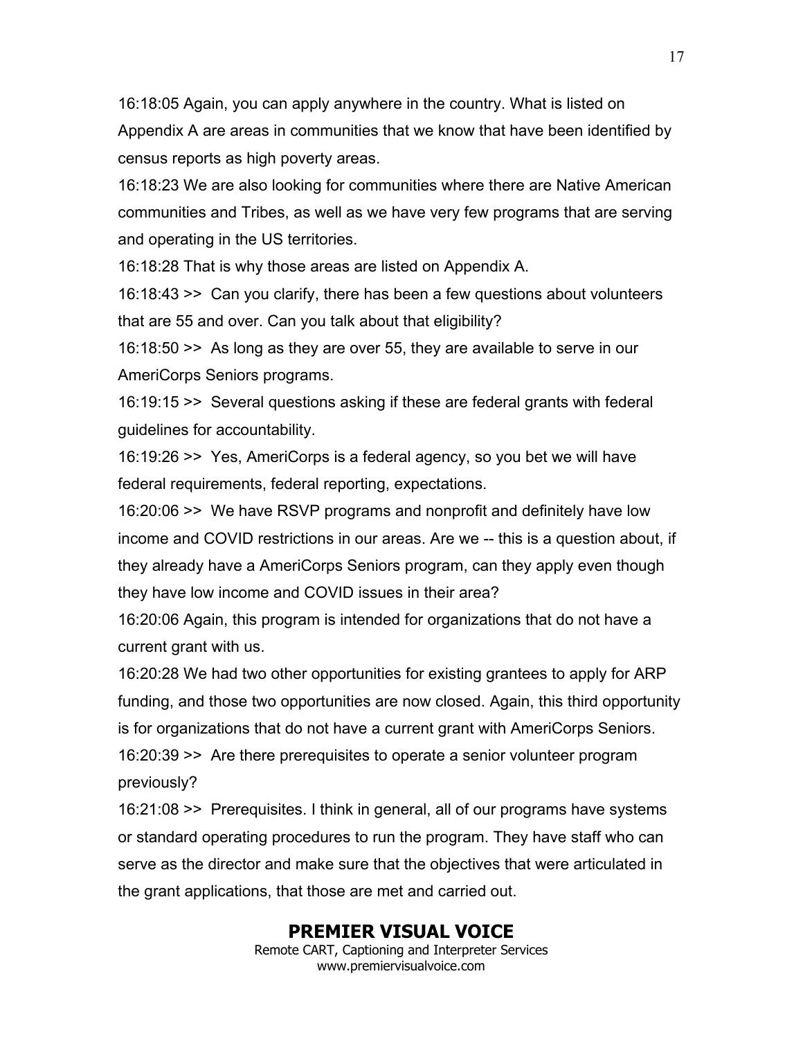16:18:05 Again, you can apply anywhere in the country. What is listed on Appendix A are areas in communities that we know that have been identified by census reports as high poverty areas.

16:18:23 We are also looking for communities where there are Native American communities and Tribes, as well as we have very few programs that are serving and operating in the US territories.

16:18:28 That is why those areas are listed on Appendix A.

16:18:43 >> Can you clarify, there has been a few questions about volunteers that are 55 and over. Can you talk about that eligibility?

16:18:50 >> As long as they are over 55, they are available to serve in our AmeriCorps Seniors programs.

16:19:15 >> Several questions asking if these are federal grants with federal guidelines for accountability.

16:19:26 >> Yes, AmeriCorps is a federal agency, so you bet we will have federal requirements, federal reporting, expectations.

16:20:06 >> We have RSVP programs and nonprofit and definitely have low income and COVID restrictions in our areas. Are we -- this is a question about, if they already have a AmeriCorps Seniors program, can they apply even though they have low income and COVID issues in their area?

16:20:06 Again, this program is intended for organizations that do not have a current grant with us.

16:20:28 We had two other opportunities for existing grantees to apply for ARP funding, and those two opportunities are now closed. Again, this third opportunity is for organizations that do not have a current grant with AmeriCorps Seniors.

16:20:39 >> Are there prerequisites to operate a senior volunteer program previously?

16:21:08 >> Prerequisites. I think in general, all of our programs have systems or standard operating procedures to run the program. They have staff who can serve as the director and make sure that the objectives that were articulated in the grant applications, that those are met and carried out.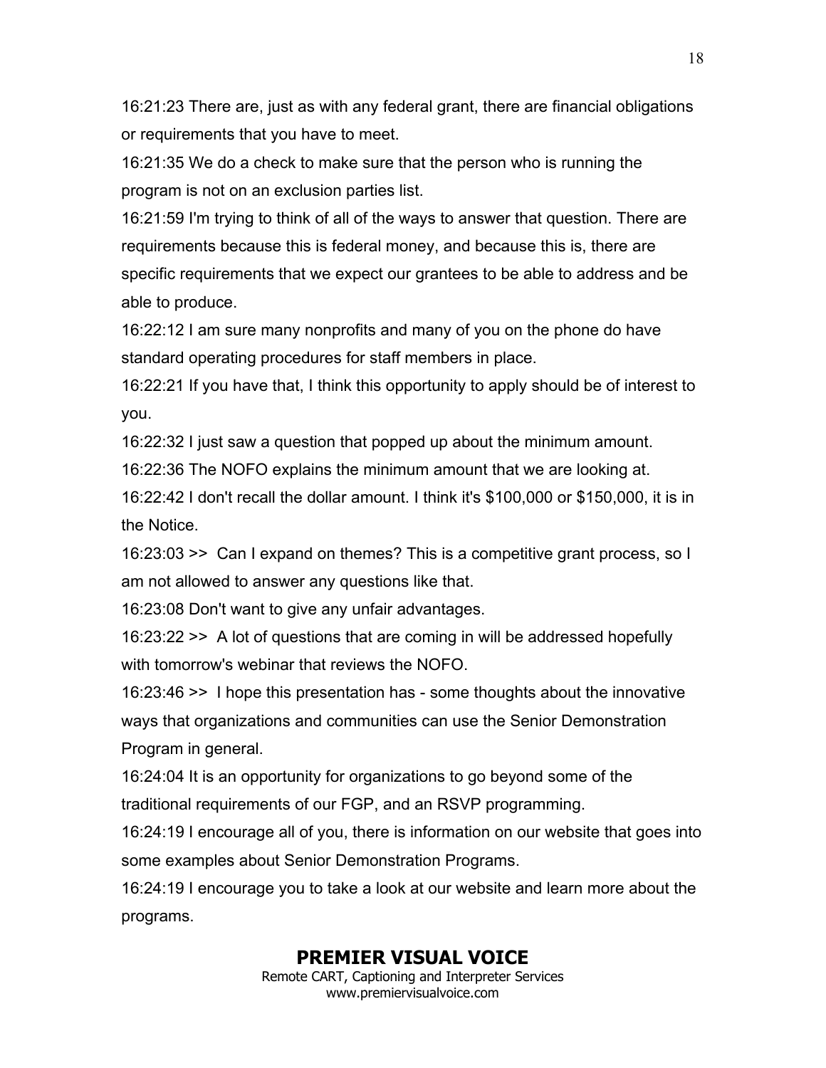16:21:23 There are, just as with any federal grant, there are financial obligations or requirements that you have to meet.

16:21:35 We do a check to make sure that the person who is running the program is not on an exclusion parties list.

16:21:59 I'm trying to think of all of the ways to answer that question. There are requirements because this is federal money, and because this is, there are specific requirements that we expect our grantees to be able to address and be able to produce.

16:22:12 I am sure many nonprofits and many of you on the phone do have standard operating procedures for staff members in place.

16:22:21 If you have that, I think this opportunity to apply should be of interest to you.

16:22:32 I just saw a question that popped up about the minimum amount.

16:22:36 The NOFO explains the minimum amount that we are looking at.

16:22:42 I don't recall the dollar amount. I think it's $100,000 or $150,000, it is in the Notice.

16:23:03 >> Can I expand on themes? This is a competitive grant process, so I am not allowed to answer any questions like that.

16:23:08 Don't want to give any unfair advantages.

16:23:22 >> A lot of questions that are coming in will be addressed hopefully with tomorrow's webinar that reviews the NOFO.

16:23:46 >> I hope this presentation has - some thoughts about the innovative ways that organizations and communities can use the Senior Demonstration Program in general.

16:24:04 It is an opportunity for organizations to go beyond some of the traditional requirements of our FGP, and an RSVP programming.

16:24:19 I encourage all of you, there is information on our website that goes into some examples about Senior Demonstration Programs.

16:24:19 I encourage you to take a look at our website and learn more about the programs.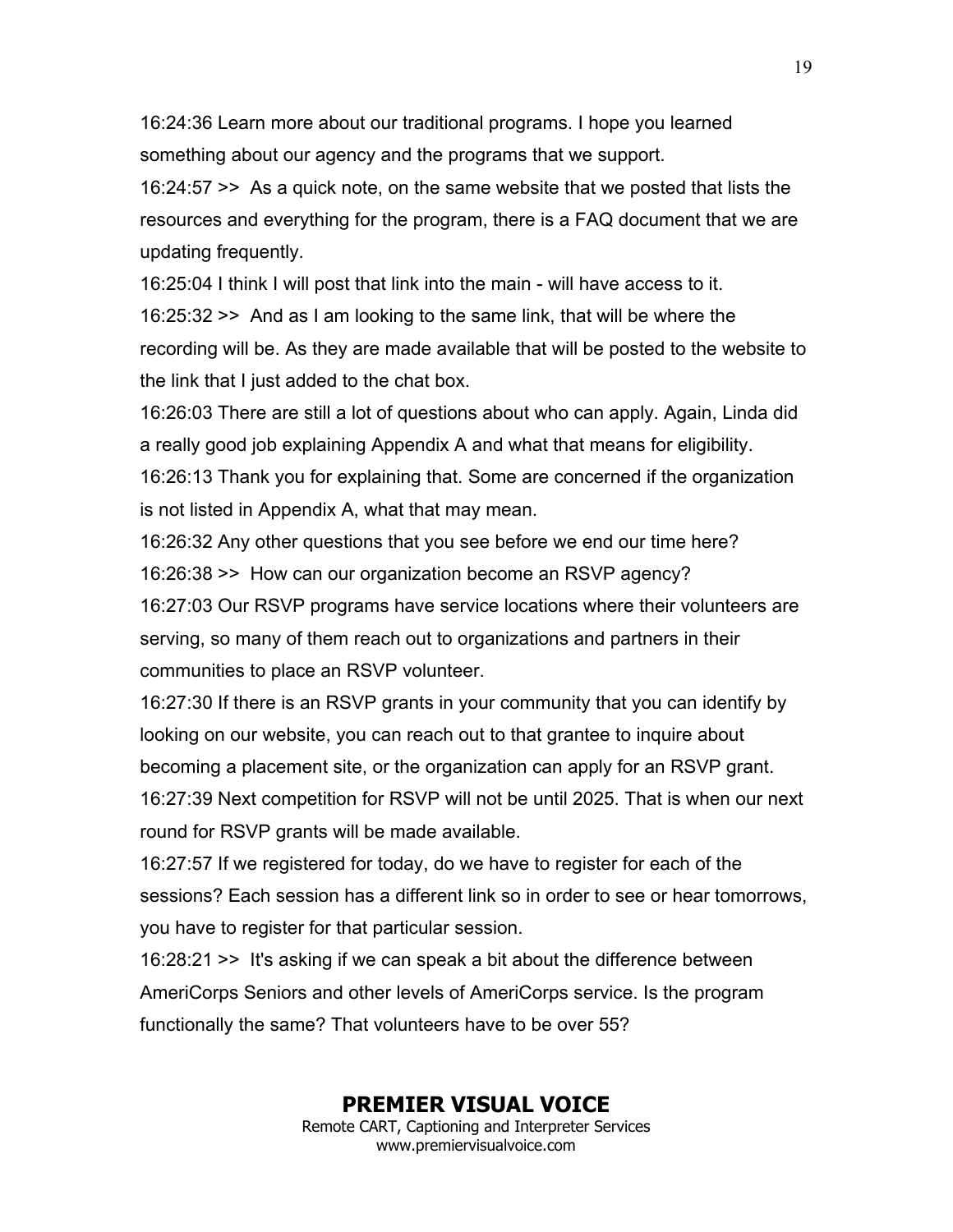16:24:36 Learn more about our traditional programs. I hope you learned something about our agency and the programs that we support.

16:24:57 >>  As a quick note, on the same website that we posted that lists the resources and everything for the program, there is a FAQ document that we are updating frequently.

16:25:04 I think I will post that link into the main - will have access to it.

16:25:32 >>  And as I am looking to the same link, that will be where the recording will be. As they are made available that will be posted to the website to the link that I just added to the chat box.

16:26:03 There are still a lot of questions about who can apply. Again, Linda did a really good job explaining Appendix A and what that means for eligibility.

16:26:13 Thank you for explaining that. Some are concerned if the organization is not listed in Appendix A, what that may mean.

16:26:32 Any other questions that you see before we end our time here?

16:26:38 >>  How can our organization become an RSVP agency?

16:27:03 Our RSVP programs have service locations where their volunteers are serving, so many of them reach out to organizations and partners in their communities to place an RSVP volunteer.

16:27:30 If there is an RSVP grants in your community that you can identify by looking on our website, you can reach out to that grantee to inquire about becoming a placement site, or the organization can apply for an RSVP grant.

16:27:39 Next competition for RSVP will not be until 2025. That is when our next round for RSVP grants will be made available.

16:27:57 If we registered for today, do we have to register for each of the sessions? Each session has a different link so in order to see or hear tomorrows, you have to register for that particular session.

16:28:21 >>  It's asking if we can speak a bit about the difference between AmeriCorps Seniors and other levels of AmeriCorps service. Is the program functionally the same? That volunteers have to be over 55?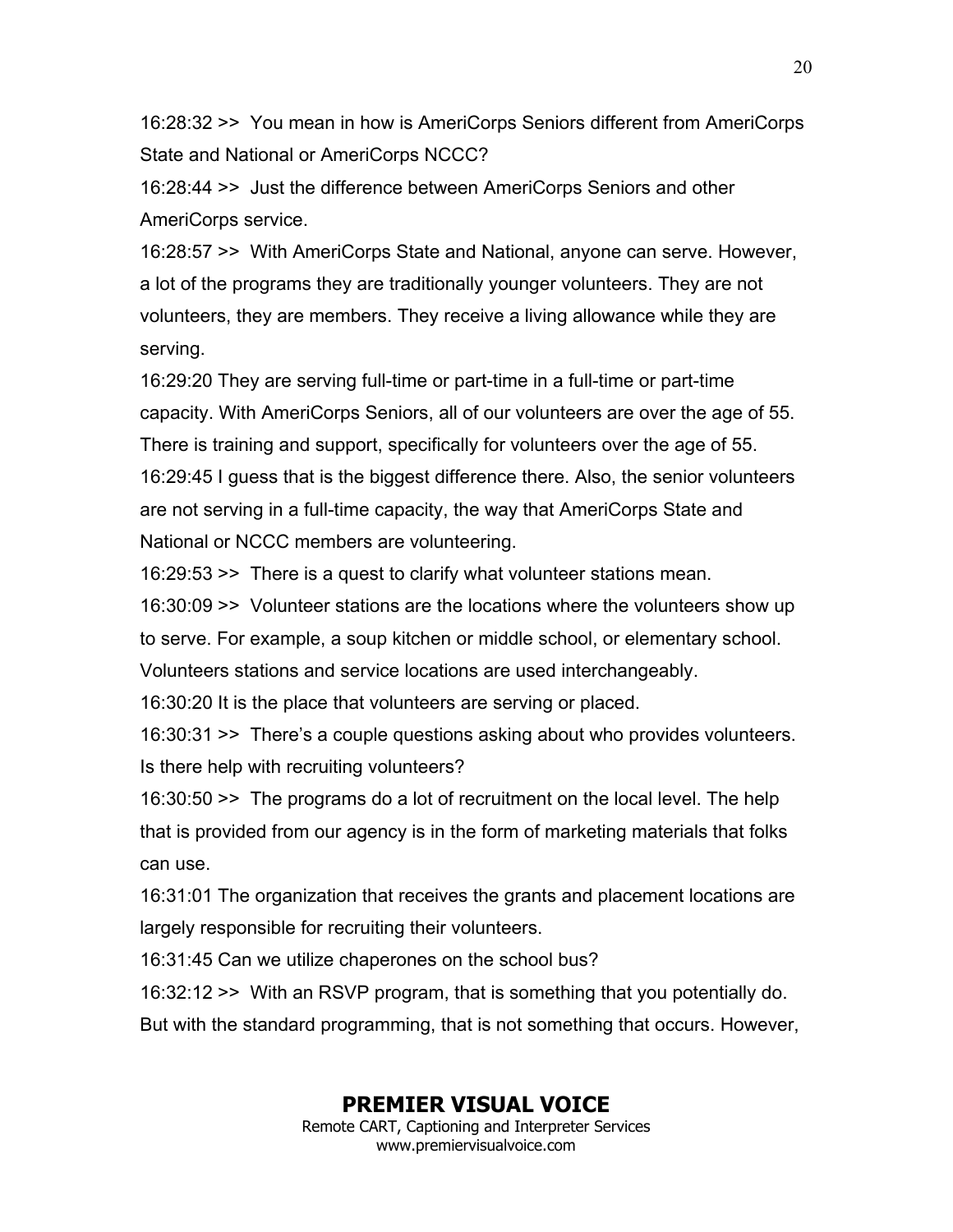16:28:32 >> You mean in how is AmeriCorps Seniors different from AmeriCorps State and National or AmeriCorps NCCC?

16:28:44 >> Just the difference between AmeriCorps Seniors and other AmeriCorps service.

16:28:57 >> With AmeriCorps State and National, anyone can serve. However, a lot of the programs they are traditionally younger volunteers. They are not volunteers, they are members. They receive a living allowance while they are serving.

16:29:20 They are serving full-time or part-time in a full-time or part-time capacity. With AmeriCorps Seniors, all of our volunteers are over the age of 55. There is training and support, specifically for volunteers over the age of 55.

16:29:45 I guess that is the biggest difference there. Also, the senior volunteers are not serving in a full-time capacity, the way that AmeriCorps State and National or NCCC members are volunteering.

16:29:53 >> There is a quest to clarify what volunteer stations mean.

16:30:09 >> Volunteer stations are the locations where the volunteers show up to serve. For example, a soup kitchen or middle school, or elementary school. Volunteers stations and service locations are used interchangeably.

16:30:20 It is the place that volunteers are serving or placed.

16:30:31 >> There's a couple questions asking about who provides volunteers. Is there help with recruiting volunteers?

16:30:50 >> The programs do a lot of recruitment on the local level. The help that is provided from our agency is in the form of marketing materials that folks can use.

16:31:01 The organization that receives the grants and placement locations are largely responsible for recruiting their volunteers.

16:31:45 Can we utilize chaperones on the school bus?

16:32:12 >> With an RSVP program, that is something that you potentially do. But with the standard programming, that is not something that occurs. However,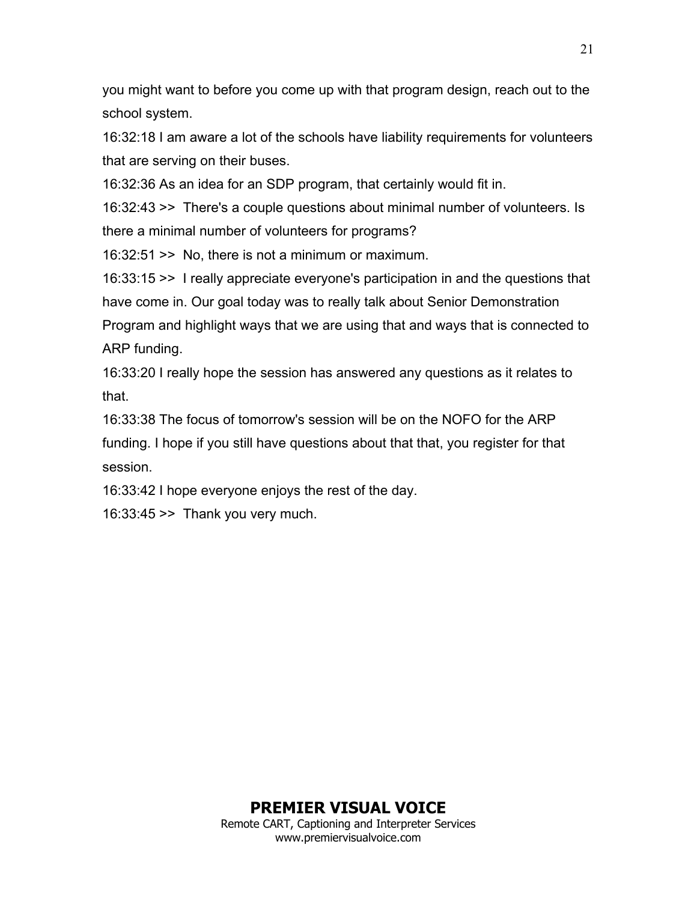you might want to before you come up with that program design, reach out to the school system.

16:32:18 I am aware a lot of the schools have liability requirements for volunteers that are serving on their buses.

16:32:36 As an idea for an SDP program, that certainly would fit in.

16:32:43 >>  There's a couple questions about minimal number of volunteers. Is there a minimal number of volunteers for programs?

16:32:51 >>  No, there is not a minimum or maximum.

16:33:15 >>  I really appreciate everyone's participation in and the questions that have come in. Our goal today was to really talk about Senior Demonstration Program and highlight ways that we are using that and ways that is connected to ARP funding.

16:33:20 I really hope the session has answered any questions as it relates to that.

16:33:38 The focus of tomorrow's session will be on the NOFO for the ARP funding. I hope if you still have questions about that that, you register for that session.

16:33:42 I hope everyone enjoys the rest of the day.

16:33:45 >>  Thank you very much.